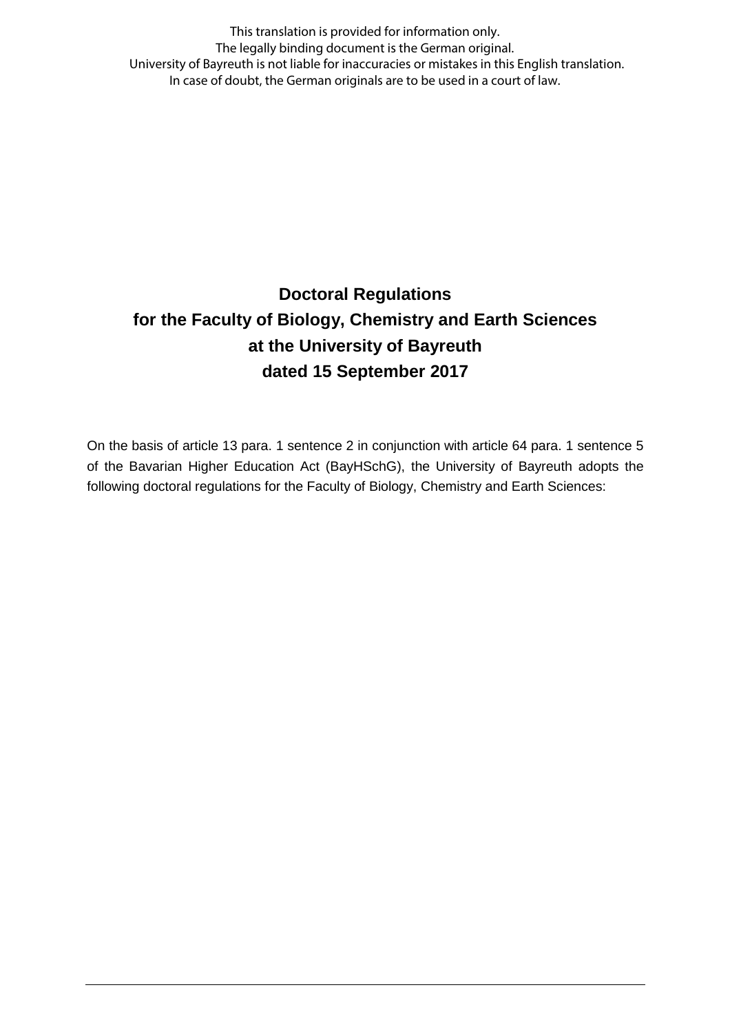This translation is provided for information only.
The legally binding document is the German original.
University of Bayreuth is not liable for inaccuracies or mistakes in this English translation.
In case of doubt, the German originals are to be used in a court of law.

# Doctoral Regulations for the Faculty of Biology, Chemistry and Earth Sciences at the University of Bayreuth dated 15 September 2017

On the basis of article 13 para. 1 sentence 2 in conjunction with article 64 para. 1 sentence 5 of the Bavarian Higher Education Act (BayHSchG), the University of Bayreuth adopts the following doctoral regulations for the Faculty of Biology, Chemistry and Earth Sciences: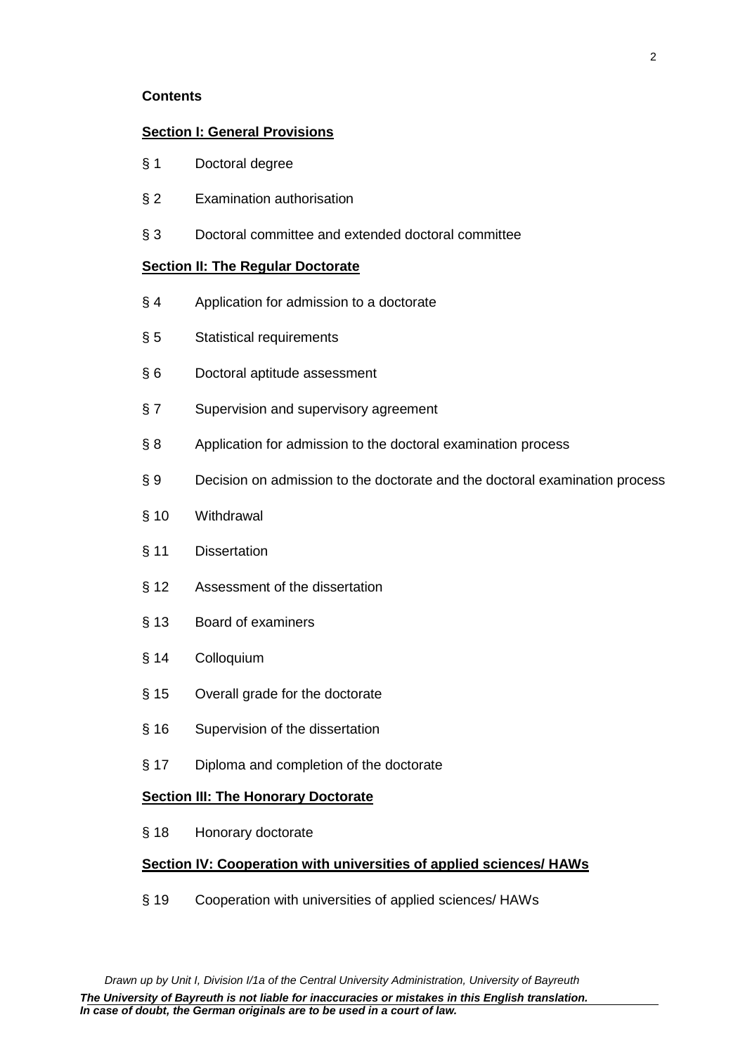**Contents**

**Section I: General Provisions**

§ 1 Doctoral degree

§ 2 Examination authorisation

§ 3 Doctoral committee and extended doctoral committee

**Section II: The Regular Doctorate**

§ 4 Application for admission to a doctorate

§ 5 Statistical requirements

§ 6 Doctoral aptitude assessment

§ 7 Supervision and supervisory agreement

§ 8 Application for admission to the doctoral examination process

§ 9 Decision on admission to the doctorate and the doctoral examination process

§ 10 Withdrawal

§ 11 Dissertation

§ 12 Assessment of the dissertation

§ 13 Board of examiners

§ 14 Colloquium

§ 15 Overall grade for the doctorate

§ 16 Supervision of the dissertation

§ 17 Diploma and completion of the doctorate

**Section III: The Honorary Doctorate**

§ 18 Honorary doctorate

**Section IV: Cooperation with universities of applied sciences/ HAWs**

§ 19 Cooperation with universities of applied sciences/ HAWs

*Drawn up by Unit I, Division I/1a of the Central University Administration, University of Bayreuth*

***The University of Bayreuth is not liable for inaccuracies or mistakes in this English translation. In case of doubt, the German originals are to be used in a court of law.***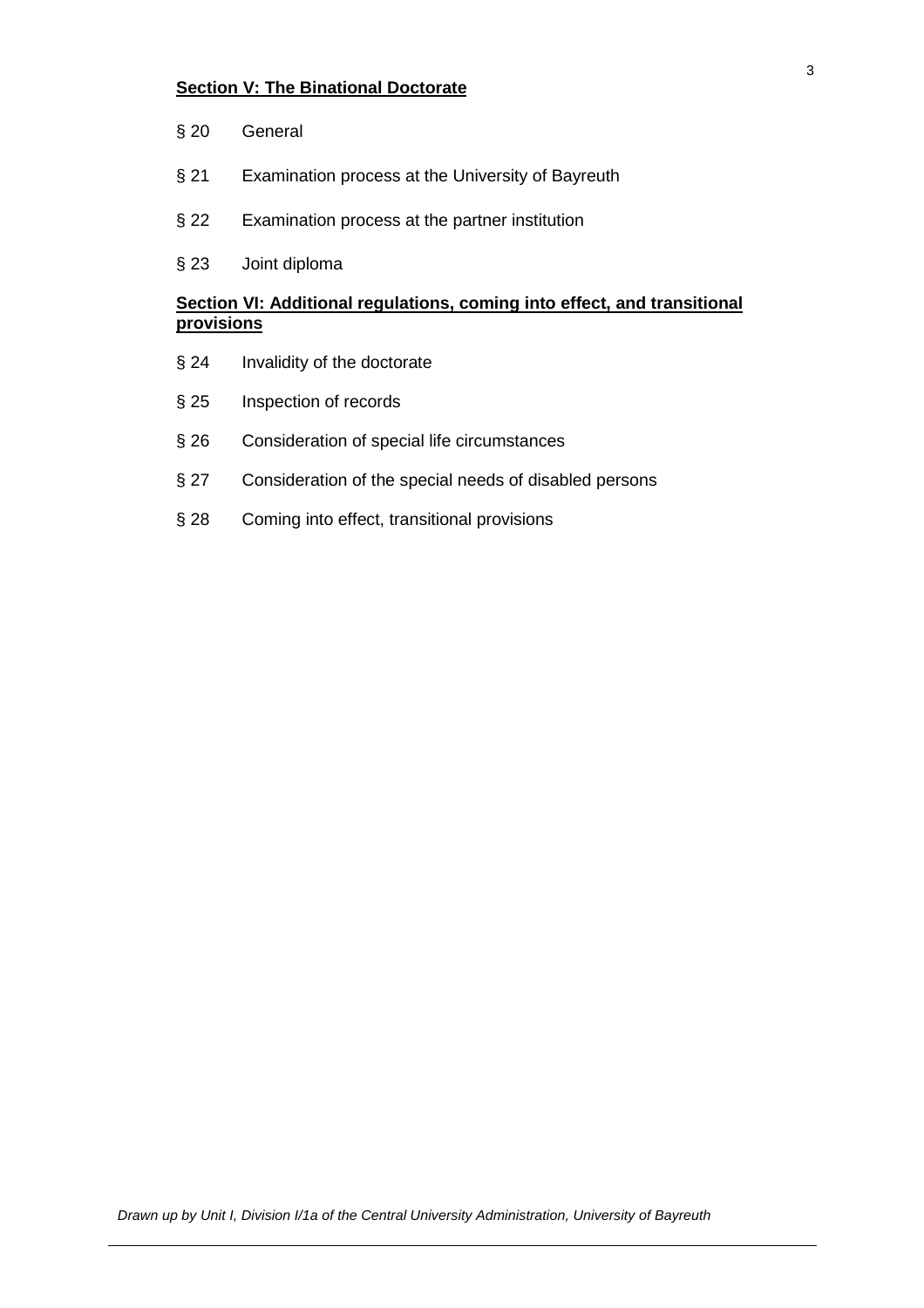**Section V: The Binational Doctorate**

§ 20 General

§ 21 Examination process at the University of Bayreuth

§ 22 Examination process at the partner institution

§ 23 Joint diploma

**Section VI: Additional regulations, coming into effect, and transitional provisions**

§ 24 Invalidity of the doctorate

§ 25 Inspection of records

§ 26 Consideration of special life circumstances

§ 27 Consideration of the special needs of disabled persons

§ 28 Coming into effect, transitional provisions

*Drawn up by Unit I, Division I/1a of the Central University Administration, University of Bayreuth*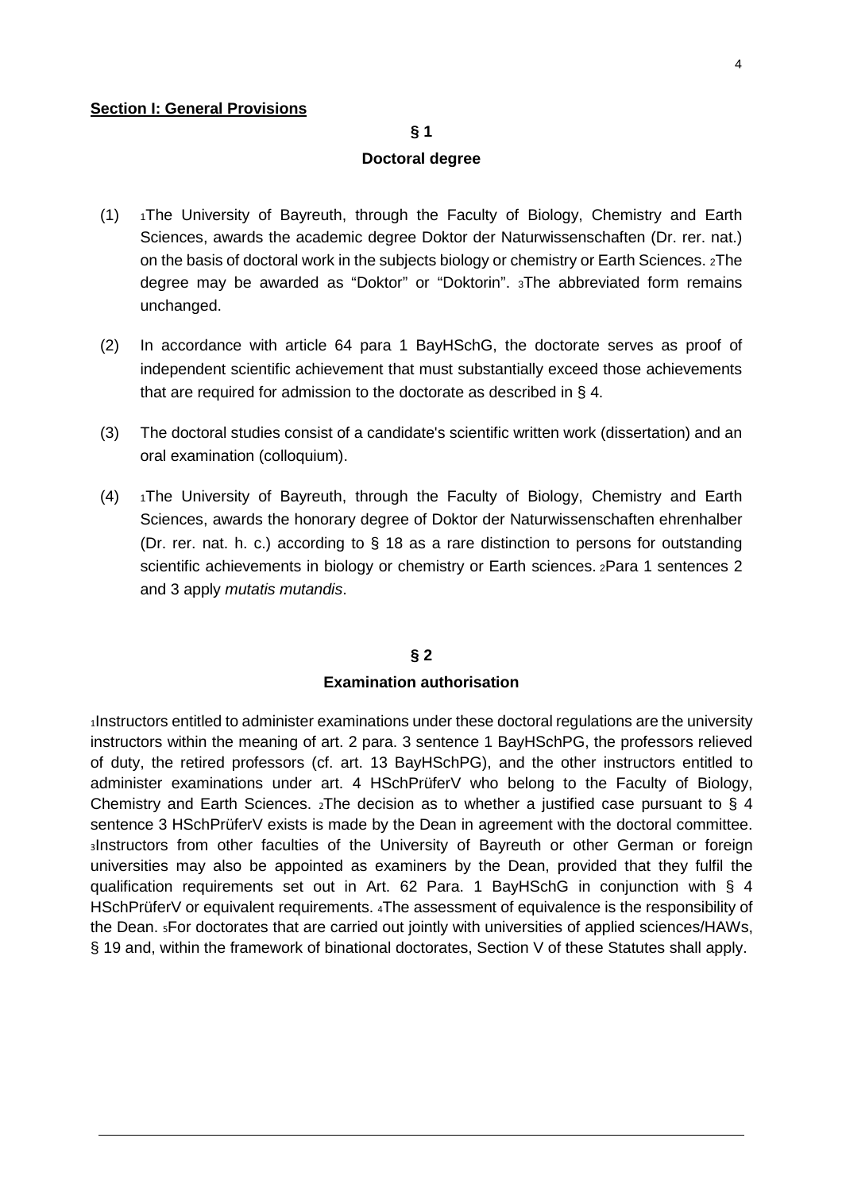**Section I: General Provisions**

**§ 1**

**Doctoral degree**

(1) 1The University of Bayreuth, through the Faculty of Biology, Chemistry and Earth Sciences, awards the academic degree Doktor der Naturwissenschaften (Dr. rer. nat.) on the basis of doctoral work in the subjects biology or chemistry or Earth Sciences. 2The degree may be awarded as "Doktor" or "Doktorin". 3The abbreviated form remains unchanged.

(2) In accordance with article 64 para 1 BayHSchG, the doctorate serves as proof of independent scientific achievement that must substantially exceed those achievements that are required for admission to the doctorate as described in § 4.

(3) The doctoral studies consist of a candidate's scientific written work (dissertation) and an oral examination (colloquium).

(4) 1The University of Bayreuth, through the Faculty of Biology, Chemistry and Earth Sciences, awards the honorary degree of Doktor der Naturwissenschaften ehrenhalber (Dr. rer. nat. h. c.) according to § 18 as a rare distinction to persons for outstanding scientific achievements in biology or chemistry or Earth sciences. 2Para 1 sentences 2 and 3 apply *mutatis mutandis*.

**§ 2**

**Examination authorisation**

1Instructors entitled to administer examinations under these doctoral regulations are the university instructors within the meaning of art. 2 para. 3 sentence 1 BayHSchPG, the professors relieved of duty, the retired professors (cf. art. 13 BayHSchPG), and the other instructors entitled to administer examinations under art. 4 HSchPrüferV who belong to the Faculty of Biology, Chemistry and Earth Sciences. 2The decision as to whether a justified case pursuant to § 4 sentence 3 HSchPrüferV exists is made by the Dean in agreement with the doctoral committee. 3Instructors from other faculties of the University of Bayreuth or other German or foreign universities may also be appointed as examiners by the Dean, provided that they fulfil the qualification requirements set out in Art. 62 Para. 1 BayHSchG in conjunction with § 4 HSchPrüferV or equivalent requirements. 4The assessment of equivalence is the responsibility of the Dean. 5For doctorates that are carried out jointly with universities of applied sciences/HAWs, § 19 and, within the framework of binational doctorates, Section V of these Statutes shall apply.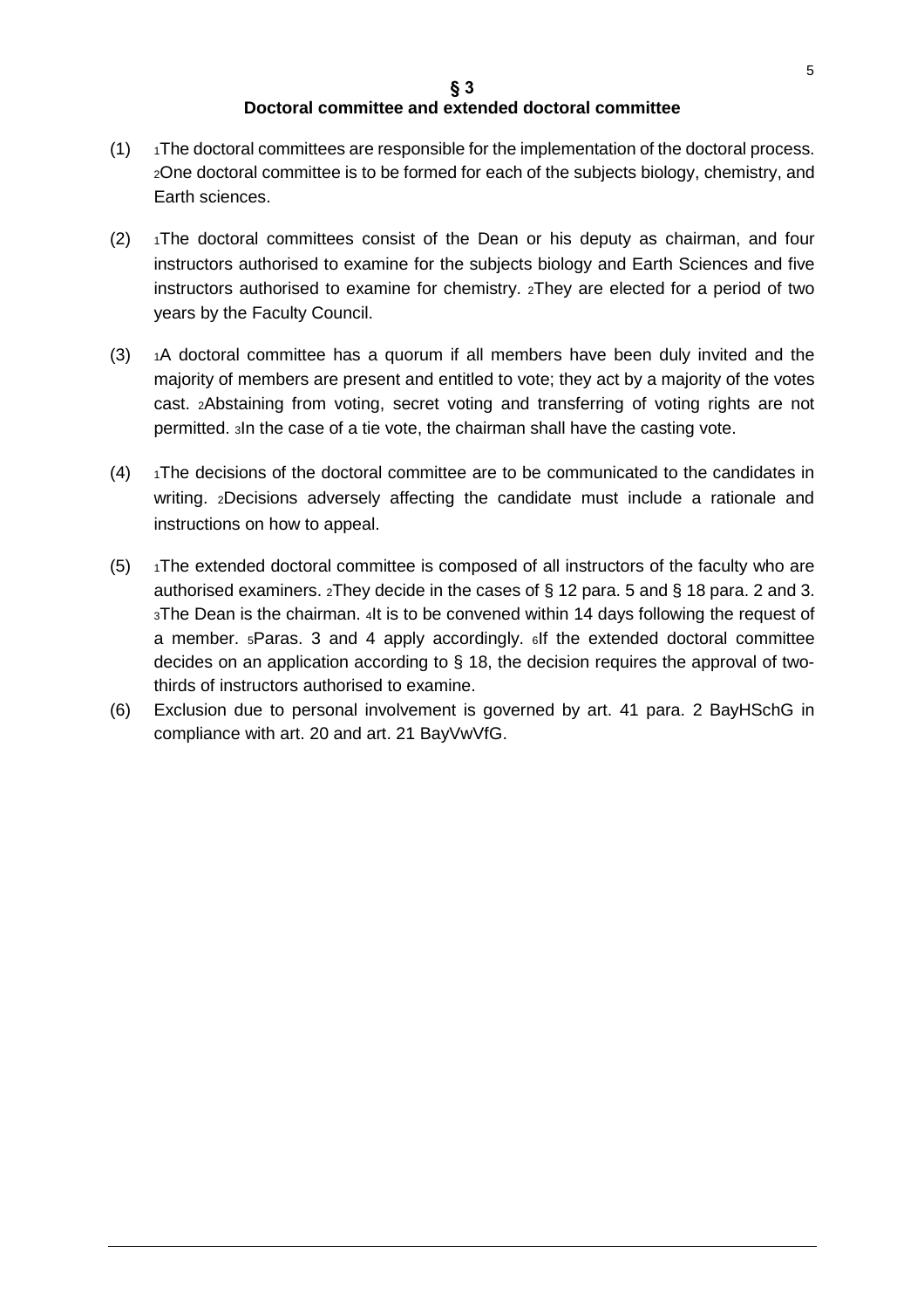## § 3
## Doctoral committee and extended doctoral committee

(1) [1]The doctoral committees are responsible for the implementation of the doctoral process. [2]One doctoral committee is to be formed for each of the subjects biology, chemistry, and Earth sciences.

(2) [1]The doctoral committees consist of the Dean or his deputy as chairman, and four instructors authorised to examine for the subjects biology and Earth Sciences and five instructors authorised to examine for chemistry. [2]They are elected for a period of two years by the Faculty Council.

(3) [1]A doctoral committee has a quorum if all members have been duly invited and the majority of members are present and entitled to vote; they act by a majority of the votes cast. [2]Abstaining from voting, secret voting and transferring of voting rights are not permitted. [3]In the case of a tie vote, the chairman shall have the casting vote.

(4) [1]The decisions of the doctoral committee are to be communicated to the candidates in writing. [2]Decisions adversely affecting the candidate must include a rationale and instructions on how to appeal.

(5) [1]The extended doctoral committee is composed of all instructors of the faculty who are authorised examiners. [2]They decide in the cases of § 12 para. 5 and § 18 para. 2 and 3. [3]The Dean is the chairman. [4]It is to be convened within 14 days following the request of a member. [5]Paras. 3 and 4 apply accordingly. [6]If the extended doctoral committee decides on an application according to § 18, the decision requires the approval of two-thirds of instructors authorised to examine.

(6) Exclusion due to personal involvement is governed by art. 41 para. 2 BayHSchG in compliance with art. 20 and art. 21 BayVwVfG.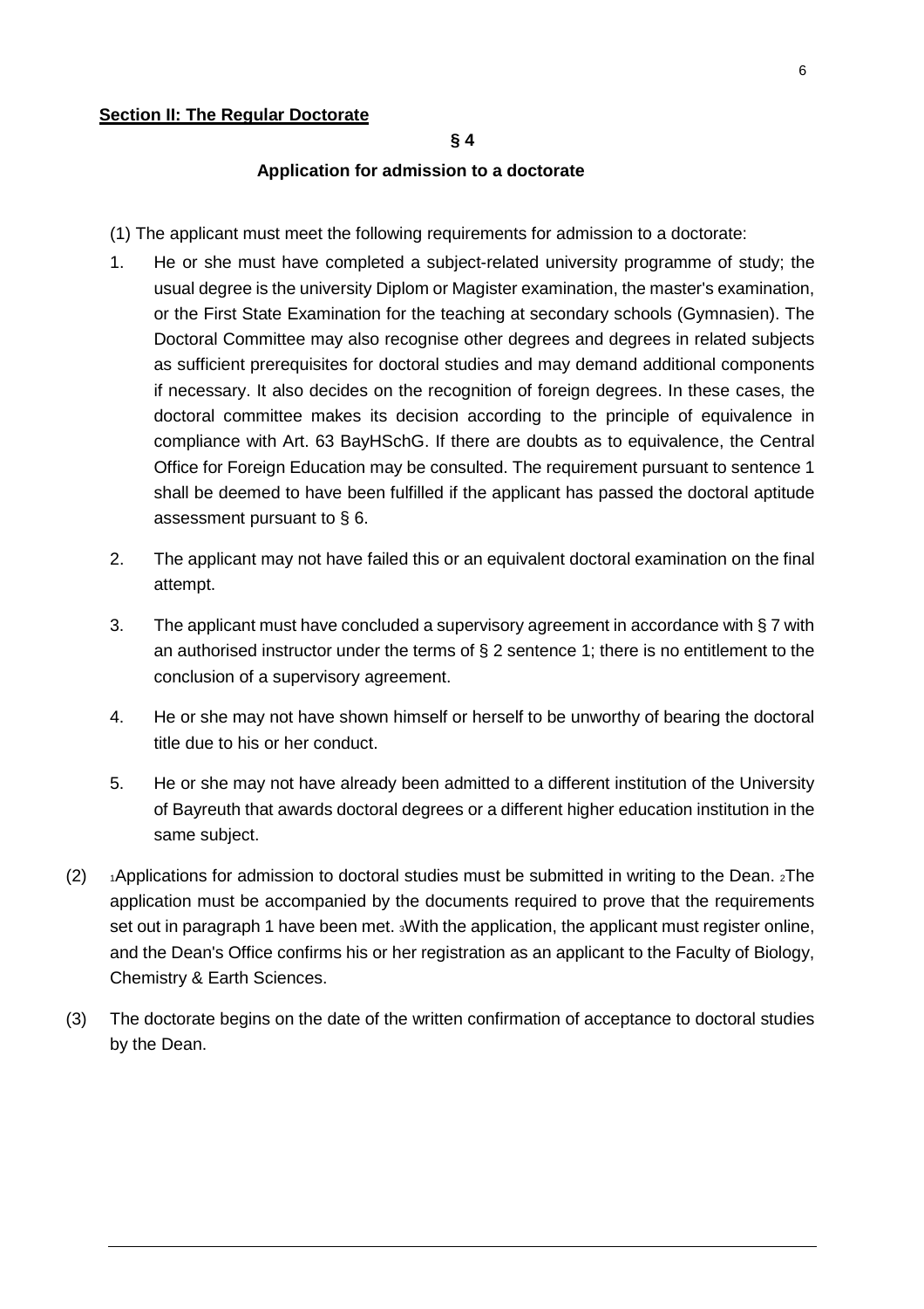**Section II: The Regular Doctorate**

**§ 4**

**Application for admission to a doctorate**

(1) The applicant must meet the following requirements for admission to a doctorate:

1. He or she must have completed a subject-related university programme of study; the usual degree is the university Diplom or Magister examination, the master's examination, or the First State Examination for the teaching at secondary schools (Gymnasien). The Doctoral Committee may also recognise other degrees and degrees in related subjects as sufficient prerequisites for doctoral studies and may demand additional components if necessary. It also decides on the recognition of foreign degrees. In these cases, the doctoral committee makes its decision according to the principle of equivalence in compliance with Art. 63 BayHSchG. If there are doubts as to equivalence, the Central Office for Foreign Education may be consulted. The requirement pursuant to sentence 1 shall be deemed to have been fulfilled if the applicant has passed the doctoral aptitude assessment pursuant to § 6.

2. The applicant may not have failed this or an equivalent doctoral examination on the final attempt.

3. The applicant must have concluded a supervisory agreement in accordance with § 7 with an authorised instructor under the terms of § 2 sentence 1; there is no entitlement to the conclusion of a supervisory agreement.

4. He or she may not have shown himself or herself to be unworthy of bearing the doctoral title due to his or her conduct.

5. He or she may not have already been admitted to a different institution of the University of Bayreuth that awards doctoral degrees or a different higher education institution in the same subject.

(2) [1]Applications for admission to doctoral studies must be submitted in writing to the Dean. [2]The application must be accompanied by the documents required to prove that the requirements set out in paragraph 1 have been met. [3]With the application, the applicant must register online, and the Dean's Office confirms his or her registration as an applicant to the Faculty of Biology, Chemistry & Earth Sciences.

(3) The doctorate begins on the date of the written confirmation of acceptance to doctoral studies by the Dean.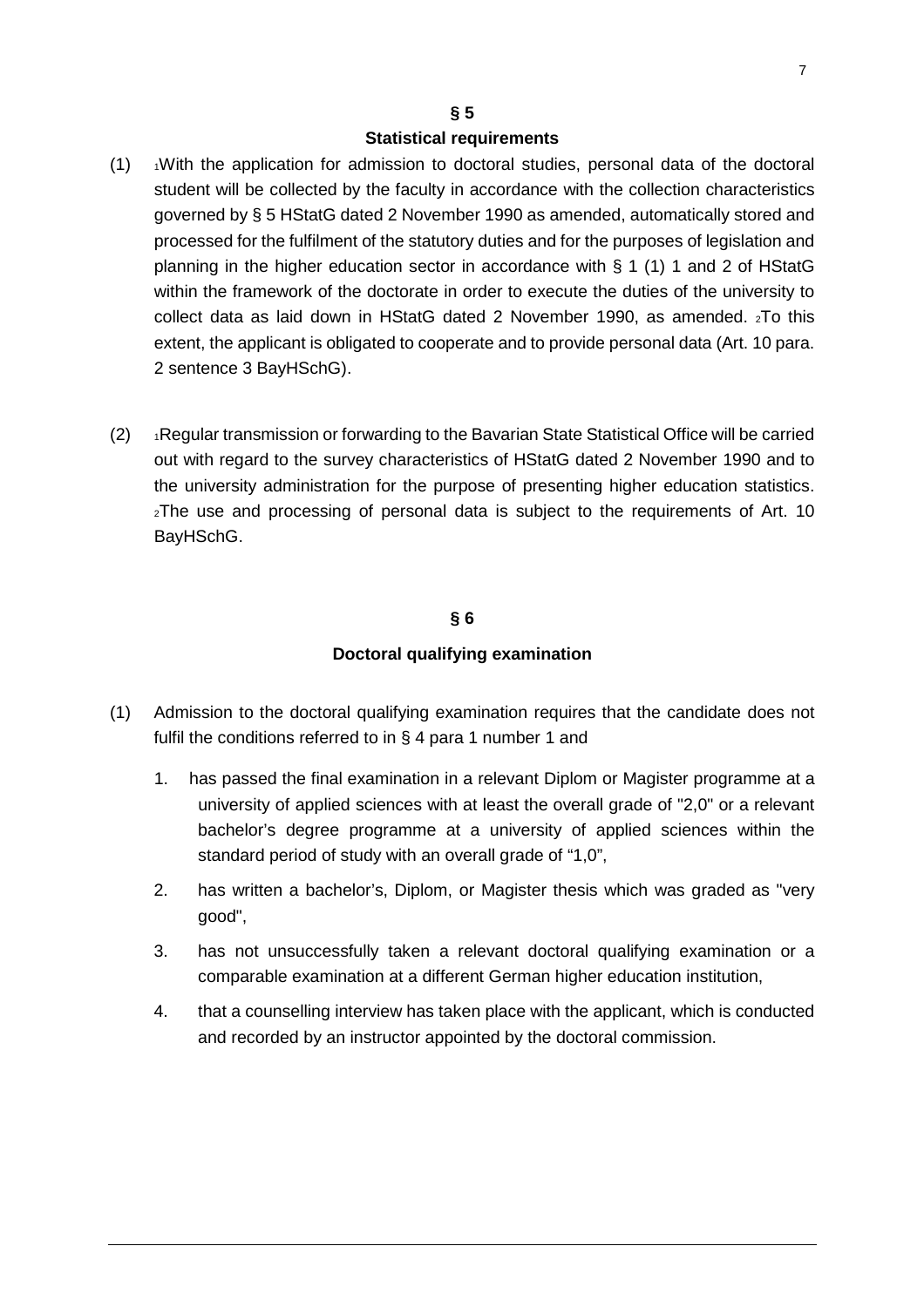## § 5

### Statistical requirements

(1) 1With the application for admission to doctoral studies, personal data of the doctoral student will be collected by the faculty in accordance with the collection characteristics governed by § 5 HStatG dated 2 November 1990 as amended, automatically stored and processed for the fulfilment of the statutory duties and for the purposes of legislation and planning in the higher education sector in accordance with § 1 (1) 1 and 2 of HStatG within the framework of the doctorate in order to execute the duties of the university to collect data as laid down in HStatG dated 2 November 1990, as amended. 2To this extent, the applicant is obligated to cooperate and to provide personal data (Art. 10 para. 2 sentence 3 BayHSchG).

(2) 1Regular transmission or forwarding to the Bavarian State Statistical Office will be carried out with regard to the survey characteristics of HStatG dated 2 November 1990 and to the university administration for the purpose of presenting higher education statistics. 2The use and processing of personal data is subject to the requirements of Art. 10 BayHSchG.

## § 6

### Doctoral qualifying examination

(1) Admission to the doctoral qualifying examination requires that the candidate does not fulfil the conditions referred to in § 4 para 1 number 1 and

1. has passed the final examination in a relevant Diplom or Magister programme at a university of applied sciences with at least the overall grade of "2,0" or a relevant bachelor's degree programme at a university of applied sciences within the standard period of study with an overall grade of "1,0",
2. has written a bachelor's, Diplom, or Magister thesis which was graded as "very good",
3. has not unsuccessfully taken a relevant doctoral qualifying examination or a comparable examination at a different German higher education institution,
4. that a counselling interview has taken place with the applicant, which is conducted and recorded by an instructor appointed by the doctoral commission.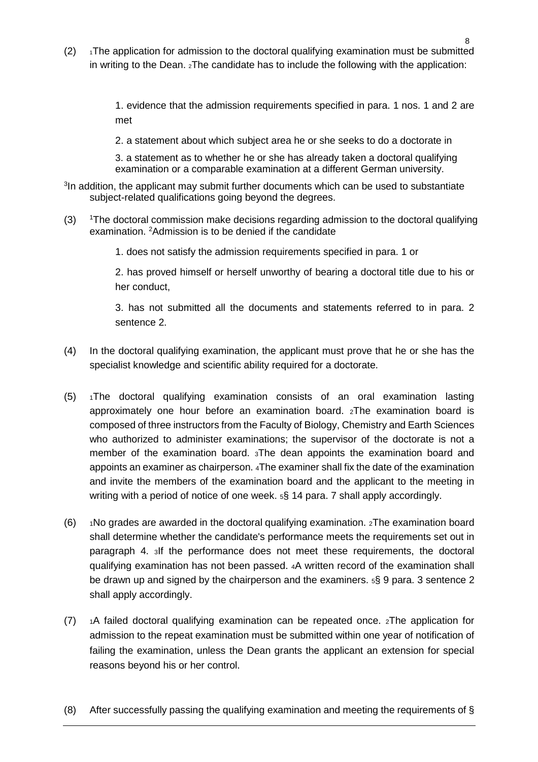(2) 1The application for admission to the doctoral qualifying examination must be submitted in writing to the Dean. 2The candidate has to include the following with the application:

> 1. evidence that the admission requirements specified in para. 1 nos. 1 and 2 are met
>
> 2. a statement about which subject area he or she seeks to do a doctorate in
>
> 3. a statement as to whether he or she has already taken a doctoral qualifying examination or a comparable examination at a different German university.

3In addition, the applicant may submit further documents which can be used to substantiate subject-related qualifications going beyond the degrees.

(3) 1The doctoral commission make decisions regarding admission to the doctoral qualifying examination. 2Admission is to be denied if the candidate

> 1. does not satisfy the admission requirements specified in para. 1 or
>
> 2. has proved himself or herself unworthy of bearing a doctoral title due to his or her conduct,
>
> 3. has not submitted all the documents and statements referred to in para. 2 sentence 2.

(4) In the doctoral qualifying examination, the applicant must prove that he or she has the specialist knowledge and scientific ability required for a doctorate.

(5) 1The doctoral qualifying examination consists of an oral examination lasting approximately one hour before an examination board. 2The examination board is composed of three instructors from the Faculty of Biology, Chemistry and Earth Sciences who authorized to administer examinations; the supervisor of the doctorate is not a member of the examination board. 3The dean appoints the examination board and appoints an examiner as chairperson. 4The examiner shall fix the date of the examination and invite the members of the examination board and the applicant to the meeting in writing with a period of notice of one week. 5§ 14 para. 7 shall apply accordingly.

(6) 1No grades are awarded in the doctoral qualifying examination. 2The examination board shall determine whether the candidate's performance meets the requirements set out in paragraph 4. 3If the performance does not meet these requirements, the doctoral qualifying examination has not been passed. 4A written record of the examination shall be drawn up and signed by the chairperson and the examiners. 5§ 9 para. 3 sentence 2 shall apply accordingly.

(7) 1A failed doctoral qualifying examination can be repeated once. 2The application for admission to the repeat examination must be submitted within one year of notification of failing the examination, unless the Dean grants the applicant an extension for special reasons beyond his or her control.

(8) After successfully passing the qualifying examination and meeting the requirements of §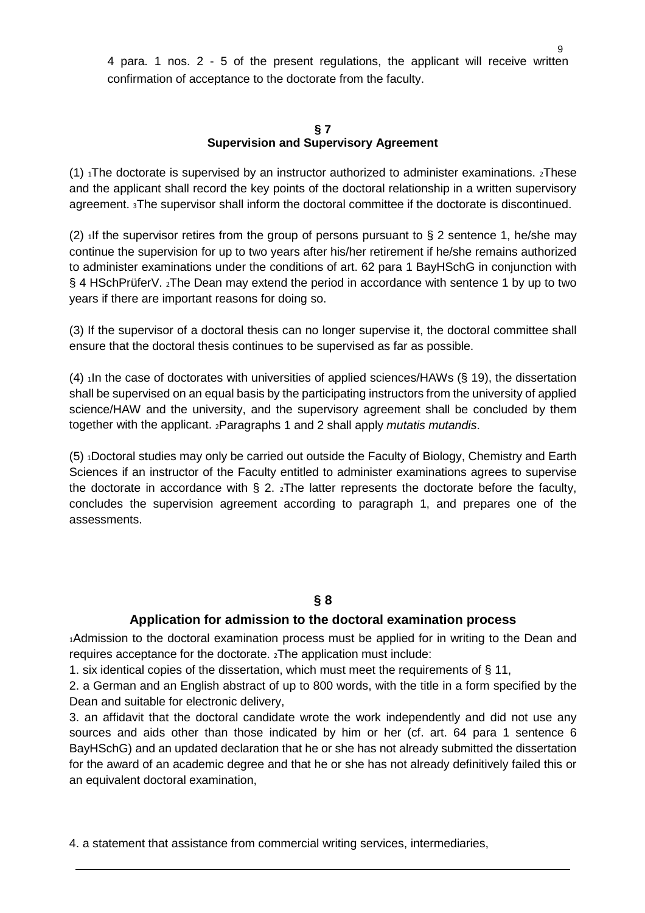4 para. 1 nos. 2 - 5 of the present regulations, the applicant will receive written confirmation of acceptance to the doctorate from the faculty.

## § 7
## Supervision and Supervisory Agreement

(1) 1The doctorate is supervised by an instructor authorized to administer examinations. 2These and the applicant shall record the key points of the doctoral relationship in a written supervisory agreement. 3The supervisor shall inform the doctoral committee if the doctorate is discontinued.

(2) 1If the supervisor retires from the group of persons pursuant to § 2 sentence 1, he/she may continue the supervision for up to two years after his/her retirement if he/she remains authorized to administer examinations under the conditions of art. 62 para 1 BayHSchG in conjunction with § 4 HSchPrüferV. 2The Dean may extend the period in accordance with sentence 1 by up to two years if there are important reasons for doing so.

(3) If the supervisor of a doctoral thesis can no longer supervise it, the doctoral committee shall ensure that the doctoral thesis continues to be supervised as far as possible.

(4) 1In the case of doctorates with universities of applied sciences/HAWs (§ 19), the dissertation shall be supervised on an equal basis by the participating instructors from the university of applied science/HAW and the university, and the supervisory agreement shall be concluded by them together with the applicant. 2Paragraphs 1 and 2 shall apply *mutatis mutandis*.

(5) 1Doctoral studies may only be carried out outside the Faculty of Biology, Chemistry and Earth Sciences if an instructor of the Faculty entitled to administer examinations agrees to supervise the doctorate in accordance with § 2. 2The latter represents the doctorate before the faculty, concludes the supervision agreement according to paragraph 1, and prepares one of the assessments.

## § 8
## Application for admission to the doctoral examination process

1Admission to the doctoral examination process must be applied for in writing to the Dean and requires acceptance for the doctorate. 2The application must include:

1. six identical copies of the dissertation, which must meet the requirements of § 11,
2. a German and an English abstract of up to 800 words, with the title in a form specified by the Dean and suitable for electronic delivery,
3. an affidavit that the doctoral candidate wrote the work independently and did not use any sources and aids other than those indicated by him or her (cf. art. 64 para 1 sentence 6 BayHSchG) and an updated declaration that he or she has not already submitted the dissertation for the award of an academic degree and that he or she has not already definitively failed this or an equivalent doctoral examination,
4. a statement that assistance from commercial writing services, intermediaries,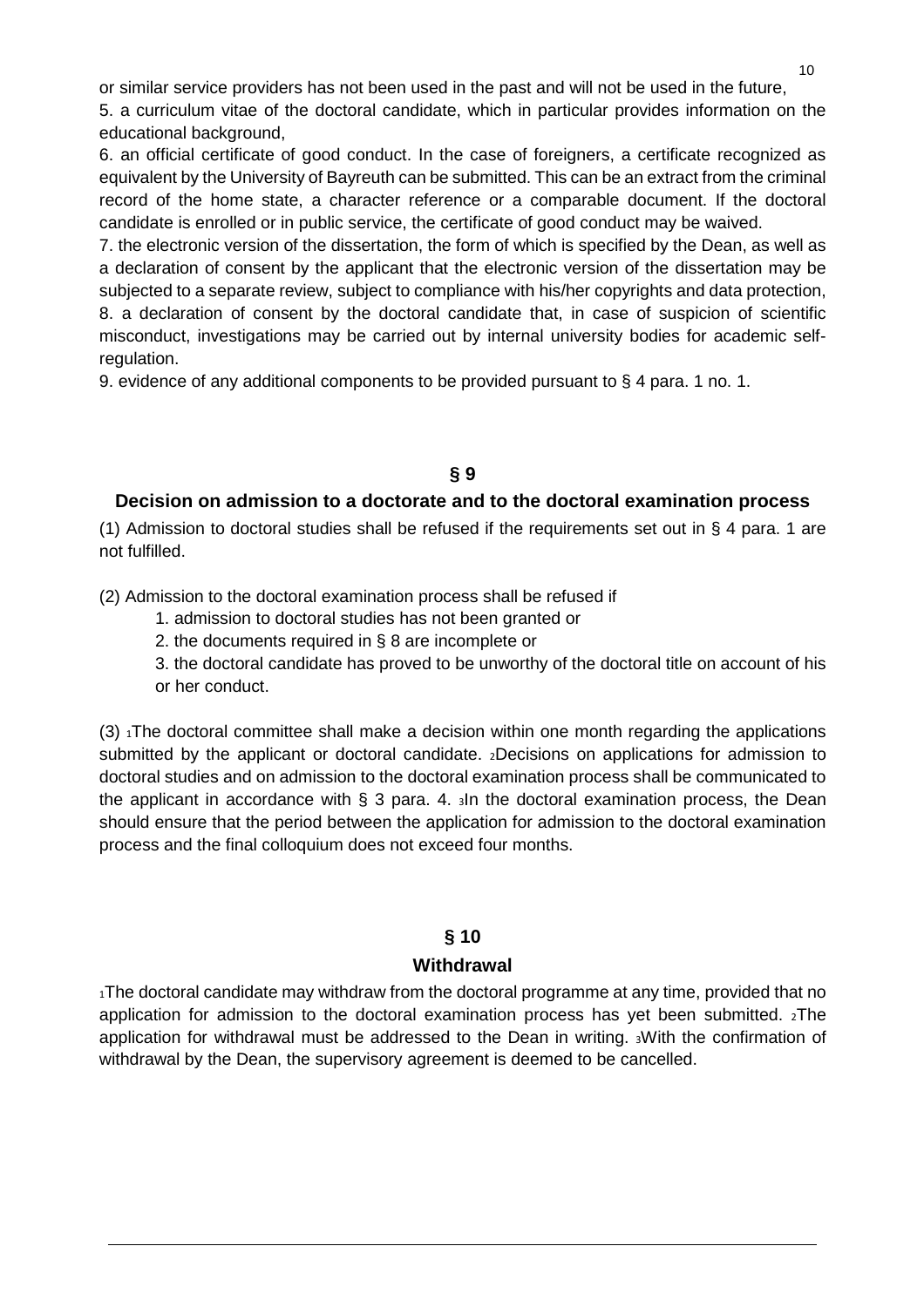or similar service providers has not been used in the past and will not be used in the future,

5. a curriculum vitae of the doctoral candidate, which in particular provides information on the educational background,

6. an official certificate of good conduct. In the case of foreigners, a certificate recognized as equivalent by the University of Bayreuth can be submitted. This can be an extract from the criminal record of the home state, a character reference or a comparable document. If the doctoral candidate is enrolled or in public service, the certificate of good conduct may be waived.

7. the electronic version of the dissertation, the form of which is specified by the Dean, as well as a declaration of consent by the applicant that the electronic version of the dissertation may be subjected to a separate review, subject to compliance with his/her copyrights and data protection,

8. a declaration of consent by the doctoral candidate that, in case of suspicion of scientific misconduct, investigations may be carried out by internal university bodies for academic self-regulation.

9. evidence of any additional components to be provided pursuant to § 4 para. 1 no. 1.

## § 9

## Decision on admission to a doctorate and to the doctoral examination process

(1) Admission to doctoral studies shall be refused if the requirements set out in § 4 para. 1 are not fulfilled.

(2) Admission to the doctoral examination process shall be refused if

1. admission to doctoral studies has not been granted or
2. the documents required in § 8 are incomplete or
3. the doctoral candidate has proved to be unworthy of the doctoral title on account of his or her conduct.

(3) [1]The doctoral committee shall make a decision within one month regarding the applications submitted by the applicant or doctoral candidate. [2]Decisions on applications for admission to doctoral studies and on admission to the doctoral examination process shall be communicated to the applicant in accordance with § 3 para. 4. [3]In the doctoral examination process, the Dean should ensure that the period between the application for admission to the doctoral examination process and the final colloquium does not exceed four months.

## § 10

## Withdrawal

[1]The doctoral candidate may withdraw from the doctoral programme at any time, provided that no application for admission to the doctoral examination process has yet been submitted. [2]The application for withdrawal must be addressed to the Dean in writing. [3]With the confirmation of withdrawal by the Dean, the supervisory agreement is deemed to be cancelled.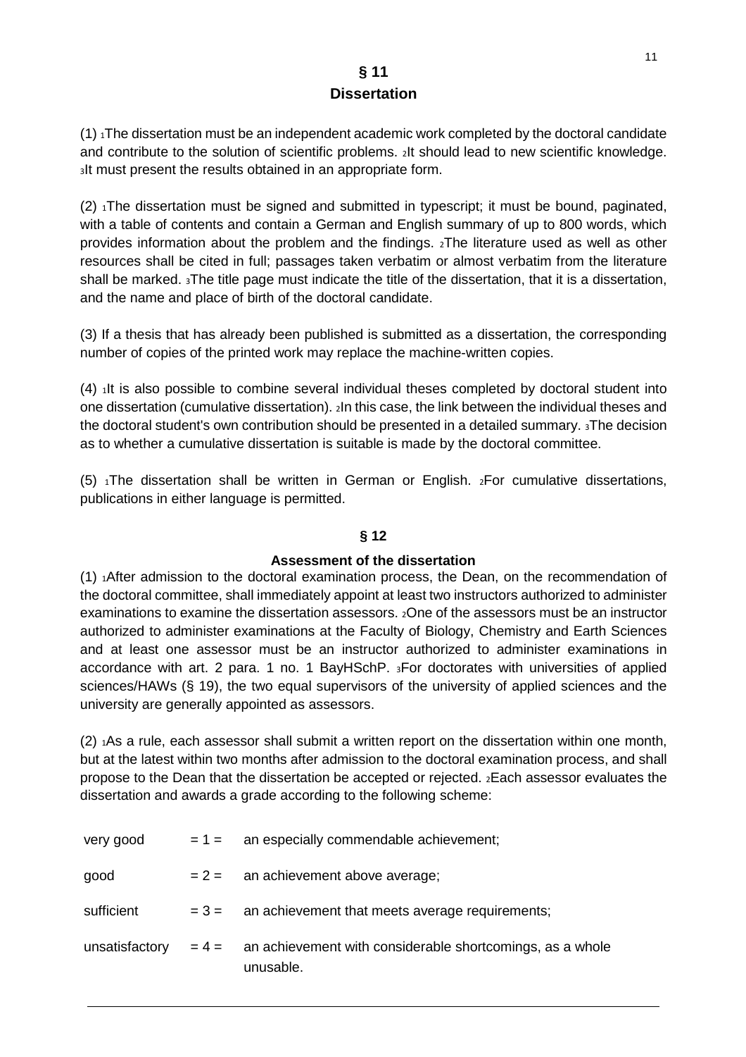## § 11
## Dissertation

(1) 1The dissertation must be an independent academic work completed by the doctoral candidate and contribute to the solution of scientific problems. 2It should lead to new scientific knowledge. 3It must present the results obtained in an appropriate form.

(2) 1The dissertation must be signed and submitted in typescript; it must be bound, paginated, with a table of contents and contain a German and English summary of up to 800 words, which provides information about the problem and the findings. 2The literature used as well as other resources shall be cited in full; passages taken verbatim or almost verbatim from the literature shall be marked. 3The title page must indicate the title of the dissertation, that it is a dissertation, and the name and place of birth of the doctoral candidate.

(3) If a thesis that has already been published is submitted as a dissertation, the corresponding number of copies of the printed work may replace the machine-written copies.

(4) 1It is also possible to combine several individual theses completed by doctoral student into one dissertation (cumulative dissertation). 2In this case, the link between the individual theses and the doctoral student's own contribution should be presented in a detailed summary. 3The decision as to whether a cumulative dissertation is suitable is made by the doctoral committee.

(5) 1The dissertation shall be written in German or English. 2For cumulative dissertations, publications in either language is permitted.

## § 12
## Assessment of the dissertation

(1) 1After admission to the doctoral examination process, the Dean, on the recommendation of the doctoral committee, shall immediately appoint at least two instructors authorized to administer examinations to examine the dissertation assessors. 2One of the assessors must be an instructor authorized to administer examinations at the Faculty of Biology, Chemistry and Earth Sciences and at least one assessor must be an instructor authorized to administer examinations in accordance with art. 2 para. 1 no. 1 BayHSchP. 3For doctorates with universities of applied sciences/HAWs (§ 19), the two equal supervisors of the university of applied sciences and the university are generally appointed as assessors.

(2) 1As a rule, each assessor shall submit a written report on the dissertation within one month, but at the latest within two months after admission to the doctoral examination process, and shall propose to the Dean that the dissertation be accepted or rejected. 2Each assessor evaluates the dissertation and awards a grade according to the following scheme:

| | | |
|---|---|---|
| very good | = 1 = | an especially commendable achievement; |
| good | = 2 = | an achievement above average; |
| sufficient | = 3 = | an achievement that meets average requirements; |
| unsatisfactory | = 4 = | an achievement with considerable shortcomings, as a whole unusable. |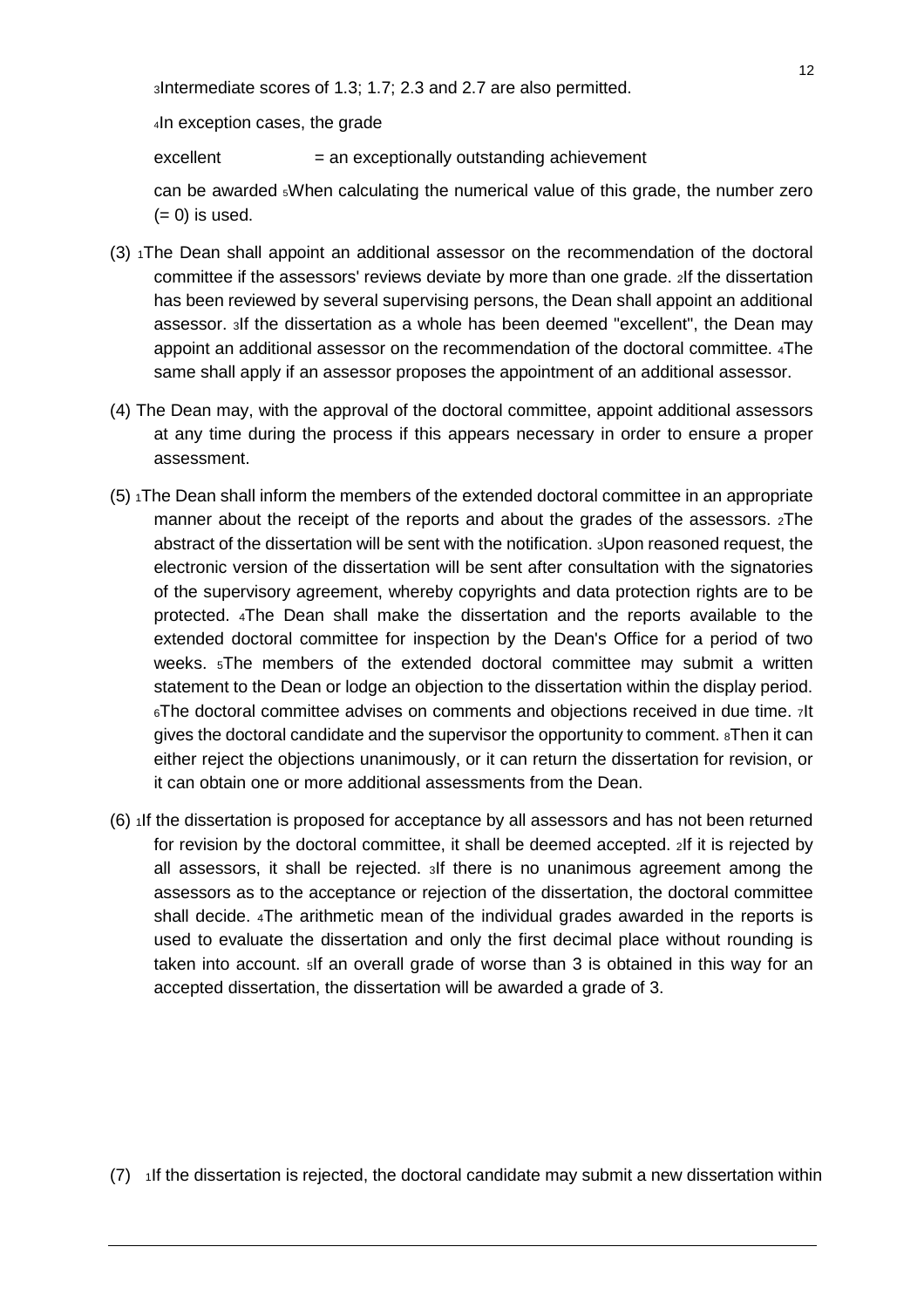3Intermediate scores of 1.3; 1.7; 2.3 and 2.7 are also permitted.

4In exception cases, the grade

excellent = an exceptionally outstanding achievement

can be awarded 5When calculating the numerical value of this grade, the number zero (= 0) is used.

(3) 1The Dean shall appoint an additional assessor on the recommendation of the doctoral committee if the assessors' reviews deviate by more than one grade. 2If the dissertation has been reviewed by several supervising persons, the Dean shall appoint an additional assessor. 3If the dissertation as a whole has been deemed "excellent", the Dean may appoint an additional assessor on the recommendation of the doctoral committee. 4The same shall apply if an assessor proposes the appointment of an additional assessor.

(4) The Dean may, with the approval of the doctoral committee, appoint additional assessors at any time during the process if this appears necessary in order to ensure a proper assessment.

(5) 1The Dean shall inform the members of the extended doctoral committee in an appropriate manner about the receipt of the reports and about the grades of the assessors. 2The abstract of the dissertation will be sent with the notification. 3Upon reasoned request, the electronic version of the dissertation will be sent after consultation with the signatories of the supervisory agreement, whereby copyrights and data protection rights are to be protected. 4The Dean shall make the dissertation and the reports available to the extended doctoral committee for inspection by the Dean's Office for a period of two weeks. 5The members of the extended doctoral committee may submit a written statement to the Dean or lodge an objection to the dissertation within the display period. 6The doctoral committee advises on comments and objections received in due time. 7It gives the doctoral candidate and the supervisor the opportunity to comment. 8Then it can either reject the objections unanimously, or it can return the dissertation for revision, or it can obtain one or more additional assessments from the Dean.

(6) 1If the dissertation is proposed for acceptance by all assessors and has not been returned for revision by the doctoral committee, it shall be deemed accepted. 2If it is rejected by all assessors, it shall be rejected. 3If there is no unanimous agreement among the assessors as to the acceptance or rejection of the dissertation, the doctoral committee shall decide. 4The arithmetic mean of the individual grades awarded in the reports is used to evaluate the dissertation and only the first decimal place without rounding is taken into account. 5If an overall grade of worse than 3 is obtained in this way for an accepted dissertation, the dissertation will be awarded a grade of 3.

(7) 1If the dissertation is rejected, the doctoral candidate may submit a new dissertation within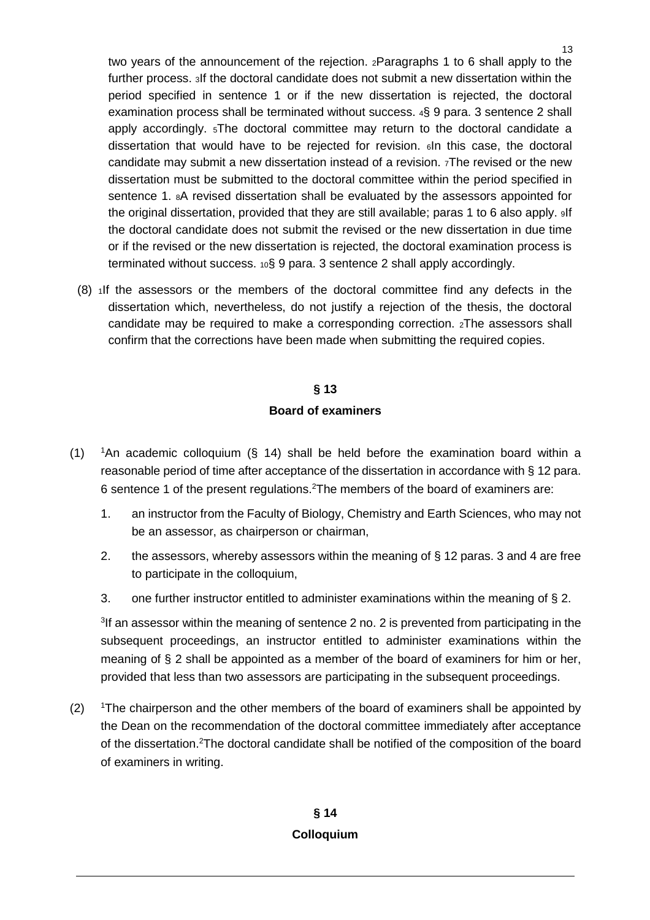two years of the announcement of the rejection. 2Paragraphs 1 to 6 shall apply to the further process. 3If the doctoral candidate does not submit a new dissertation within the period specified in sentence 1 or if the new dissertation is rejected, the doctoral examination process shall be terminated without success. 4§ 9 para. 3 sentence 2 shall apply accordingly. 5The doctoral committee may return to the doctoral candidate a dissertation that would have to be rejected for revision. 6In this case, the doctoral candidate may submit a new dissertation instead of a revision. 7The revised or the new dissertation must be submitted to the doctoral committee within the period specified in sentence 1. 8A revised dissertation shall be evaluated by the assessors appointed for the original dissertation, provided that they are still available; paras 1 to 6 also apply. 9If the doctoral candidate does not submit the revised or the new dissertation in due time or if the revised or the new dissertation is rejected, the doctoral examination process is terminated without success. 10§ 9 para. 3 sentence 2 shall apply accordingly.

(8) 1If the assessors or the members of the doctoral committee find any defects in the dissertation which, nevertheless, do not justify a rejection of the thesis, the doctoral candidate may be required to make a corresponding correction. 2The assessors shall confirm that the corrections have been made when submitting the required copies.

## § 13

## Board of examiners

(1) 1An academic colloquium (§ 14) shall be held before the examination board within a reasonable period of time after acceptance of the dissertation in accordance with § 12 para. 6 sentence 1 of the present regulations.2The members of the board of examiners are:

1. an instructor from the Faculty of Biology, Chemistry and Earth Sciences, who may not be an assessor, as chairperson or chairman,
2. the assessors, whereby assessors within the meaning of § 12 paras. 3 and 4 are free to participate in the colloquium,
3. one further instructor entitled to administer examinations within the meaning of § 2.

3If an assessor within the meaning of sentence 2 no. 2 is prevented from participating in the subsequent proceedings, an instructor entitled to administer examinations within the meaning of § 2 shall be appointed as a member of the board of examiners for him or her, provided that less than two assessors are participating in the subsequent proceedings.

(2) 1The chairperson and the other members of the board of examiners shall be appointed by the Dean on the recommendation of the doctoral committee immediately after acceptance of the dissertation.2The doctoral candidate shall be notified of the composition of the board of examiners in writing.

## § 14

## Colloquium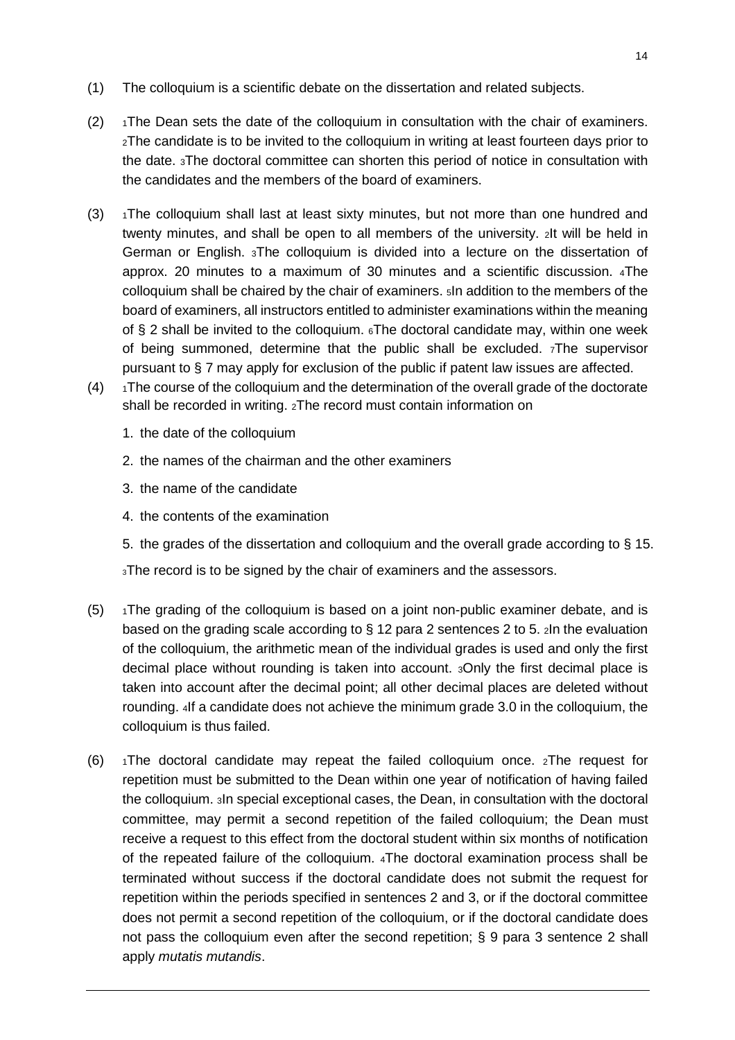(1) The colloquium is a scientific debate on the dissertation and related subjects.

(2) 1The Dean sets the date of the colloquium in consultation with the chair of examiners. 2The candidate is to be invited to the colloquium in writing at least fourteen days prior to the date. 3The doctoral committee can shorten this period of notice in consultation with the candidates and the members of the board of examiners.

(3) 1The colloquium shall last at least sixty minutes, but not more than one hundred and twenty minutes, and shall be open to all members of the university. 2It will be held in German or English. 3The colloquium is divided into a lecture on the dissertation of approx. 20 minutes to a maximum of 30 minutes and a scientific discussion. 4The colloquium shall be chaired by the chair of examiners. 5In addition to the members of the board of examiners, all instructors entitled to administer examinations within the meaning of § 2 shall be invited to the colloquium. 6The doctoral candidate may, within one week of being summoned, determine that the public shall be excluded. 7The supervisor pursuant to § 7 may apply for exclusion of the public if patent law issues are affected.

(4) 1The course of the colloquium and the determination of the overall grade of the doctorate shall be recorded in writing. 2The record must contain information on

1. the date of the colloquium
2. the names of the chairman and the other examiners
3. the name of the candidate
4. the contents of the examination
5. the grades of the dissertation and colloquium and the overall grade according to § 15.

3The record is to be signed by the chair of examiners and the assessors.

(5) 1The grading of the colloquium is based on a joint non-public examiner debate, and is based on the grading scale according to § 12 para 2 sentences 2 to 5. 2In the evaluation of the colloquium, the arithmetic mean of the individual grades is used and only the first decimal place without rounding is taken into account. 3Only the first decimal place is taken into account after the decimal point; all other decimal places are deleted without rounding. 4If a candidate does not achieve the minimum grade 3.0 in the colloquium, the colloquium is thus failed.

(6) 1The doctoral candidate may repeat the failed colloquium once. 2The request for repetition must be submitted to the Dean within one year of notification of having failed the colloquium. 3In special exceptional cases, the Dean, in consultation with the doctoral committee, may permit a second repetition of the failed colloquium; the Dean must receive a request to this effect from the doctoral student within six months of notification of the repeated failure of the colloquium. 4The doctoral examination process shall be terminated without success if the doctoral candidate does not submit the request for repetition within the periods specified in sentences 2 and 3, or if the doctoral committee does not permit a second repetition of the colloquium, or if the doctoral candidate does not pass the colloquium even after the second repetition; § 9 para 3 sentence 2 shall apply *mutatis mutandis*.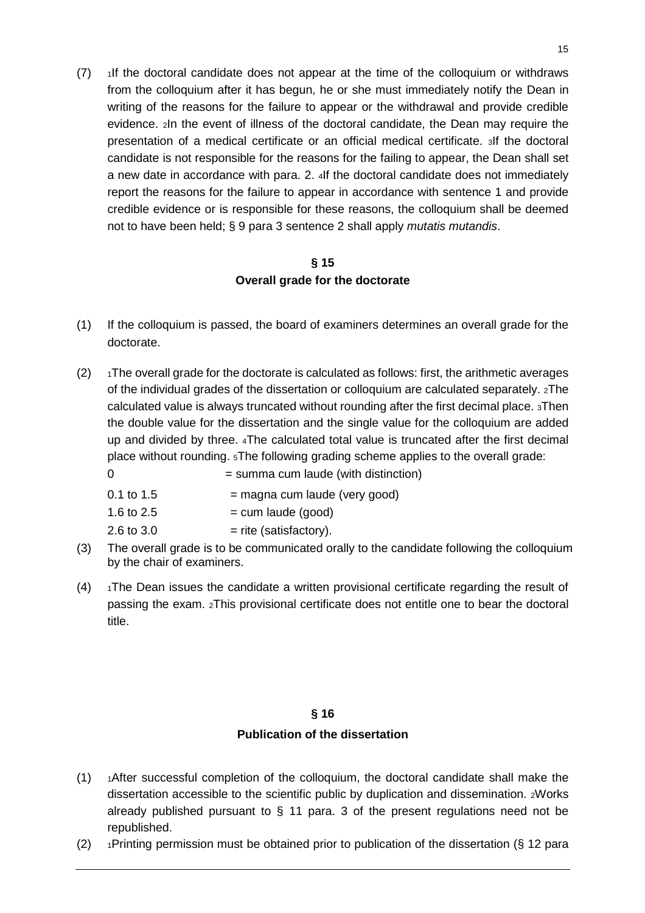(7) [1]If the doctoral candidate does not appear at the time of the colloquium or withdraws from the colloquium after it has begun, he or she must immediately notify the Dean in writing of the reasons for the failure to appear or the withdrawal and provide credible evidence. [2]In the event of illness of the doctoral candidate, the Dean may require the presentation of a medical certificate or an official medical certificate. [3]If the doctoral candidate is not responsible for the reasons for the failing to appear, the Dean shall set a new date in accordance with para. 2. [4]If the doctoral candidate does not immediately report the reasons for the failure to appear in accordance with sentence 1 and provide credible evidence or is responsible for these reasons, the colloquium shall be deemed not to have been held; § 9 para 3 sentence 2 shall apply *mutatis mutandis*.

## § 15
## Overall grade for the doctorate

(1) If the colloquium is passed, the board of examiners determines an overall grade for the doctorate.

(2) [1]The overall grade for the doctorate is calculated as follows: first, the arithmetic averages of the individual grades of the dissertation or colloquium are calculated separately. [2]The calculated value is always truncated without rounding after the first decimal place. [3]Then the double value for the dissertation and the single value for the colloquium are added up and divided by three. [4]The calculated total value is truncated after the first decimal place without rounding. [5]The following grading scheme applies to the overall grade:

| | |
|---|---|
| 0 | = summa cum laude (with distinction) |
| 0.1 to 1.5 | = magna cum laude (very good) |
| 1.6 to 2.5 | = cum laude (good) |
| 2.6 to 3.0 | = rite (satisfactory). |

(3) The overall grade is to be communicated orally to the candidate following the colloquium by the chair of examiners.

(4) [1]The Dean issues the candidate a written provisional certificate regarding the result of passing the exam. [2]This provisional certificate does not entitle one to bear the doctoral title.

## § 16
## Publication of the dissertation

(1) [1]After successful completion of the colloquium, the doctoral candidate shall make the dissertation accessible to the scientific public by duplication and dissemination. [2]Works already published pursuant to § 11 para. 3 of the present regulations need not be republished.

(2) [1]Printing permission must be obtained prior to publication of the dissertation (§ 12 para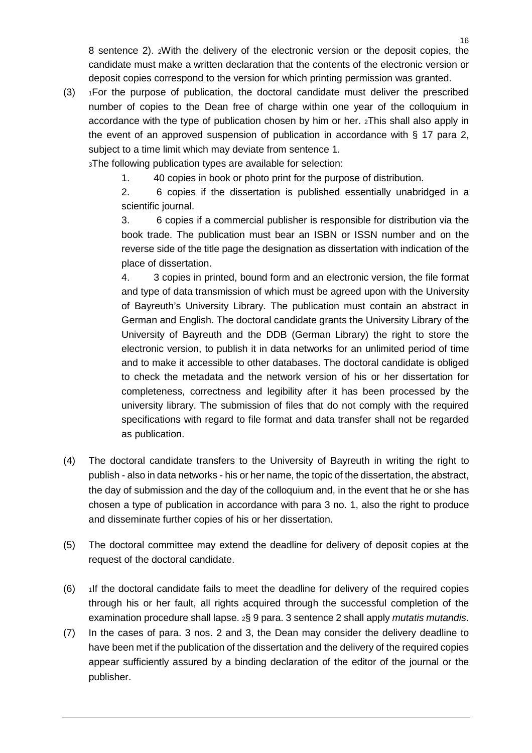8 sentence 2). 2With the delivery of the electronic version or the deposit copies, the candidate must make a written declaration that the contents of the electronic version or deposit copies correspond to the version for which printing permission was granted.

(3) 1For the purpose of publication, the doctoral candidate must deliver the prescribed number of copies to the Dean free of charge within one year of the colloquium in accordance with the type of publication chosen by him or her. 2This shall also apply in the event of an approved suspension of publication in accordance with § 17 para 2, subject to a time limit which may deviate from sentence 1.

3The following publication types are available for selection:

1. 40 copies in book or photo print for the purpose of distribution.
2. 6 copies if the dissertation is published essentially unabridged in a scientific journal.
3. 6 copies if a commercial publisher is responsible for distribution via the book trade. The publication must bear an ISBN or ISSN number and on the reverse side of the title page the designation as dissertation with indication of the place of dissertation.
4. 3 copies in printed, bound form and an electronic version, the file format and type of data transmission of which must be agreed upon with the University of Bayreuth's University Library. The publication must contain an abstract in German and English. The doctoral candidate grants the University Library of the University of Bayreuth and the DDB (German Library) the right to store the electronic version, to publish it in data networks for an unlimited period of time and to make it accessible to other databases. The doctoral candidate is obliged to check the metadata and the network version of his or her dissertation for completeness, correctness and legibility after it has been processed by the university library. The submission of files that do not comply with the required specifications with regard to file format and data transfer shall not be regarded as publication.

(4) The doctoral candidate transfers to the University of Bayreuth in writing the right to publish - also in data networks - his or her name, the topic of the dissertation, the abstract, the day of submission and the day of the colloquium and, in the event that he or she has chosen a type of publication in accordance with para 3 no. 1, also the right to produce and disseminate further copies of his or her dissertation.

(5) The doctoral committee may extend the deadline for delivery of deposit copies at the request of the doctoral candidate.

(6) 1If the doctoral candidate fails to meet the deadline for delivery of the required copies through his or her fault, all rights acquired through the successful completion of the examination procedure shall lapse. 2§ 9 para. 3 sentence 2 shall apply *mutatis mutandis*.

(7) In the cases of para. 3 nos. 2 and 3, the Dean may consider the delivery deadline to have been met if the publication of the dissertation and the delivery of the required copies appear sufficiently assured by a binding declaration of the editor of the journal or the publisher.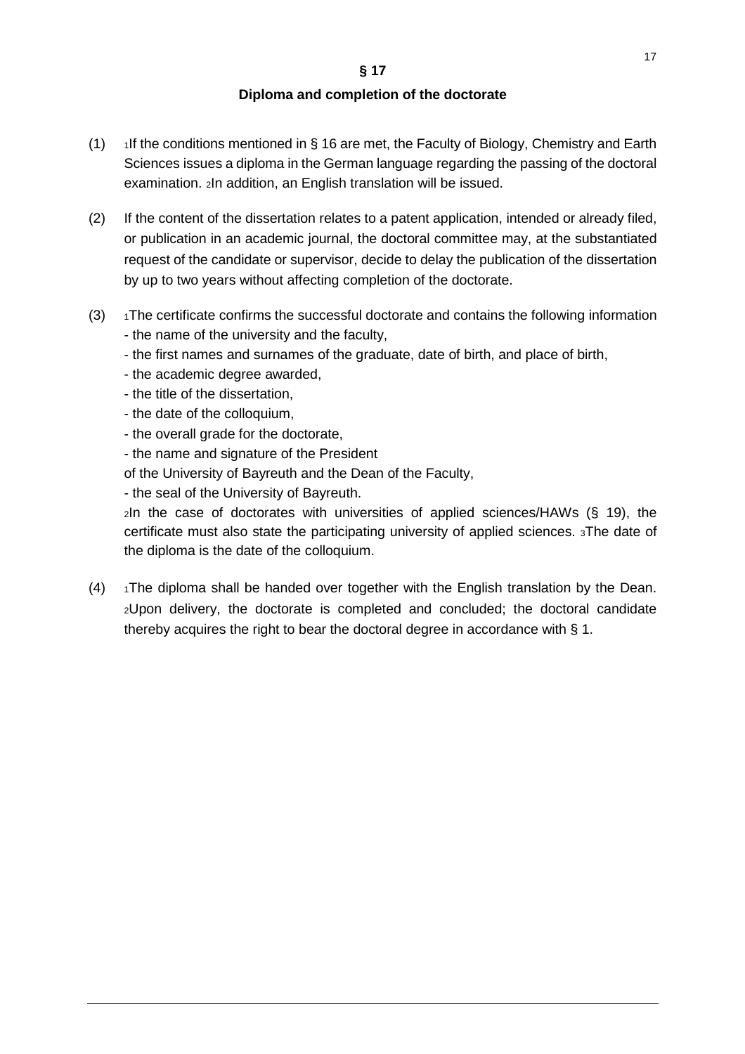## § 17

## Diploma and completion of the doctorate

(1) [1]If the conditions mentioned in § 16 are met, the Faculty of Biology, Chemistry and Earth Sciences issues a diploma in the German language regarding the passing of the doctoral examination. [2]In addition, an English translation will be issued.

(2) If the content of the dissertation relates to a patent application, intended or already filed, or publication in an academic journal, the doctoral committee may, at the substantiated request of the candidate or supervisor, decide to delay the publication of the dissertation by up to two years without affecting completion of the doctorate.

(3) [1]The certificate confirms the successful doctorate and contains the following information
- the name of the university and the faculty,
- the first names and surnames of the graduate, date of birth, and place of birth,
- the academic degree awarded,
- the title of the dissertation,
- the date of the colloquium,
- the overall grade for the doctorate,
- the name and signature of the President
of the University of Bayreuth and the Dean of the Faculty,
- the seal of the University of Bayreuth.

[2]In the case of doctorates with universities of applied sciences/HAWs (§ 19), the certificate must also state the participating university of applied sciences. [3]The date of the diploma is the date of the colloquium.

(4) [1]The diploma shall be handed over together with the English translation by the Dean. [2]Upon delivery, the doctorate is completed and concluded; the doctoral candidate thereby acquires the right to bear the doctoral degree in accordance with § 1.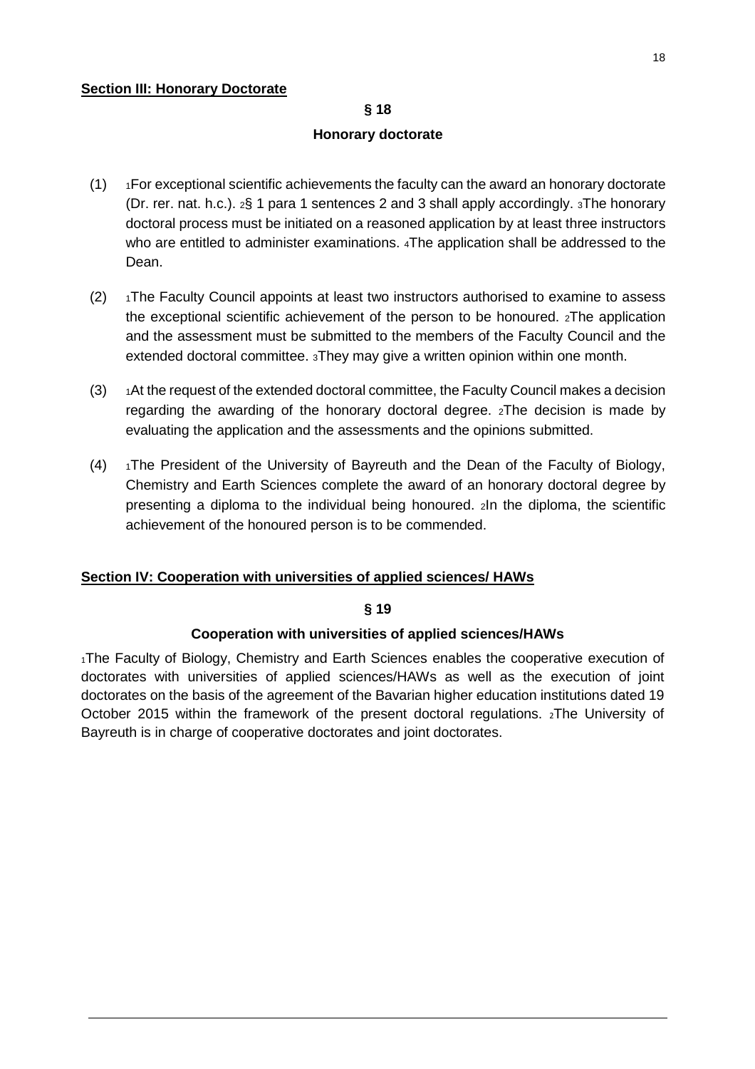**Section III: Honorary Doctorate**

### § 18

### Honorary doctorate

(1) 1For exceptional scientific achievements the faculty can the award an honorary doctorate (Dr. rer. nat. h.c.). 2§ 1 para 1 sentences 2 and 3 shall apply accordingly. 3The honorary doctoral process must be initiated on a reasoned application by at least three instructors who are entitled to administer examinations. 4The application shall be addressed to the Dean.

(2) 1The Faculty Council appoints at least two instructors authorised to examine to assess the exceptional scientific achievement of the person to be honoured. 2The application and the assessment must be submitted to the members of the Faculty Council and the extended doctoral committee. 3They may give a written opinion within one month.

(3) 1At the request of the extended doctoral committee, the Faculty Council makes a decision regarding the awarding of the honorary doctoral degree. 2The decision is made by evaluating the application and the assessments and the opinions submitted.

(4) 1The President of the University of Bayreuth and the Dean of the Faculty of Biology, Chemistry and Earth Sciences complete the award of an honorary doctoral degree by presenting a diploma to the individual being honoured. 2In the diploma, the scientific achievement of the honoured person is to be commended.

**Section IV: Cooperation with universities of applied sciences/ HAWs**

### § 19

### Cooperation with universities of applied sciences/HAWs

1The Faculty of Biology, Chemistry and Earth Sciences enables the cooperative execution of doctorates with universities of applied sciences/HAWs as well as the execution of joint doctorates on the basis of the agreement of the Bavarian higher education institutions dated 19 October 2015 within the framework of the present doctoral regulations. 2The University of Bayreuth is in charge of cooperative doctorates and joint doctorates.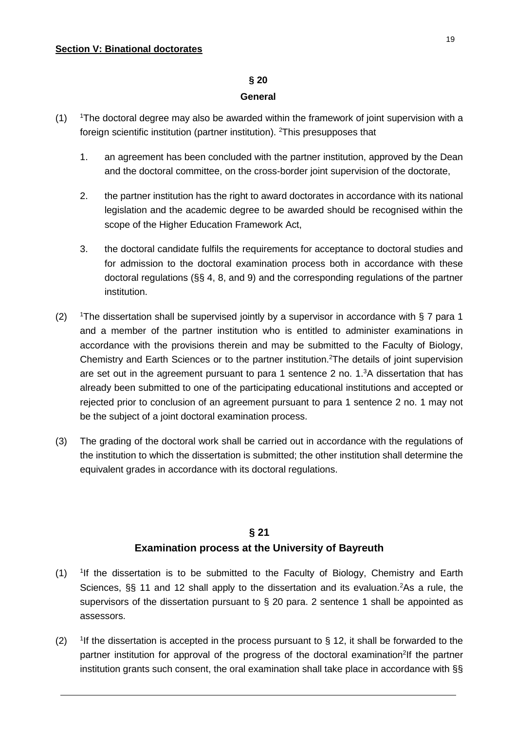**Section V: Binational doctorates**

### § 20
### General

(1) [1]The doctoral degree may also be awarded within the framework of joint supervision with a foreign scientific institution (partner institution). [2]This presupposes that

1. an agreement has been concluded with the partner institution, approved by the Dean and the doctoral committee, on the cross-border joint supervision of the doctorate,

2. the partner institution has the right to award doctorates in accordance with its national legislation and the academic degree to be awarded should be recognised within the scope of the Higher Education Framework Act,

3. the doctoral candidate fulfils the requirements for acceptance to doctoral studies and for admission to the doctoral examination process both in accordance with these doctoral regulations (§§ 4, 8, and 9) and the corresponding regulations of the partner institution.

(2) [1]The dissertation shall be supervised jointly by a supervisor in accordance with § 7 para 1 and a member of the partner institution who is entitled to administer examinations in accordance with the provisions therein and may be submitted to the Faculty of Biology, Chemistry and Earth Sciences or to the partner institution.[2]The details of joint supervision are set out in the agreement pursuant to para 1 sentence 2 no. 1.[3]A dissertation that has already been submitted to one of the participating educational institutions and accepted or rejected prior to conclusion of an agreement pursuant to para 1 sentence 2 no. 1 may not be the subject of a joint doctoral examination process.

(3) The grading of the doctoral work shall be carried out in accordance with the regulations of the institution to which the dissertation is submitted; the other institution shall determine the equivalent grades in accordance with its doctoral regulations.

### § 21
### Examination process at the University of Bayreuth

(1) [1]If the dissertation is to be submitted to the Faculty of Biology, Chemistry and Earth Sciences, §§ 11 and 12 shall apply to the dissertation and its evaluation.[2]As a rule, the supervisors of the dissertation pursuant to § 20 para. 2 sentence 1 shall be appointed as assessors.

(2) [1]If the dissertation is accepted in the process pursuant to § 12, it shall be forwarded to the partner institution for approval of the progress of the doctoral examination[2]If the partner institution grants such consent, the oral examination shall take place in accordance with §§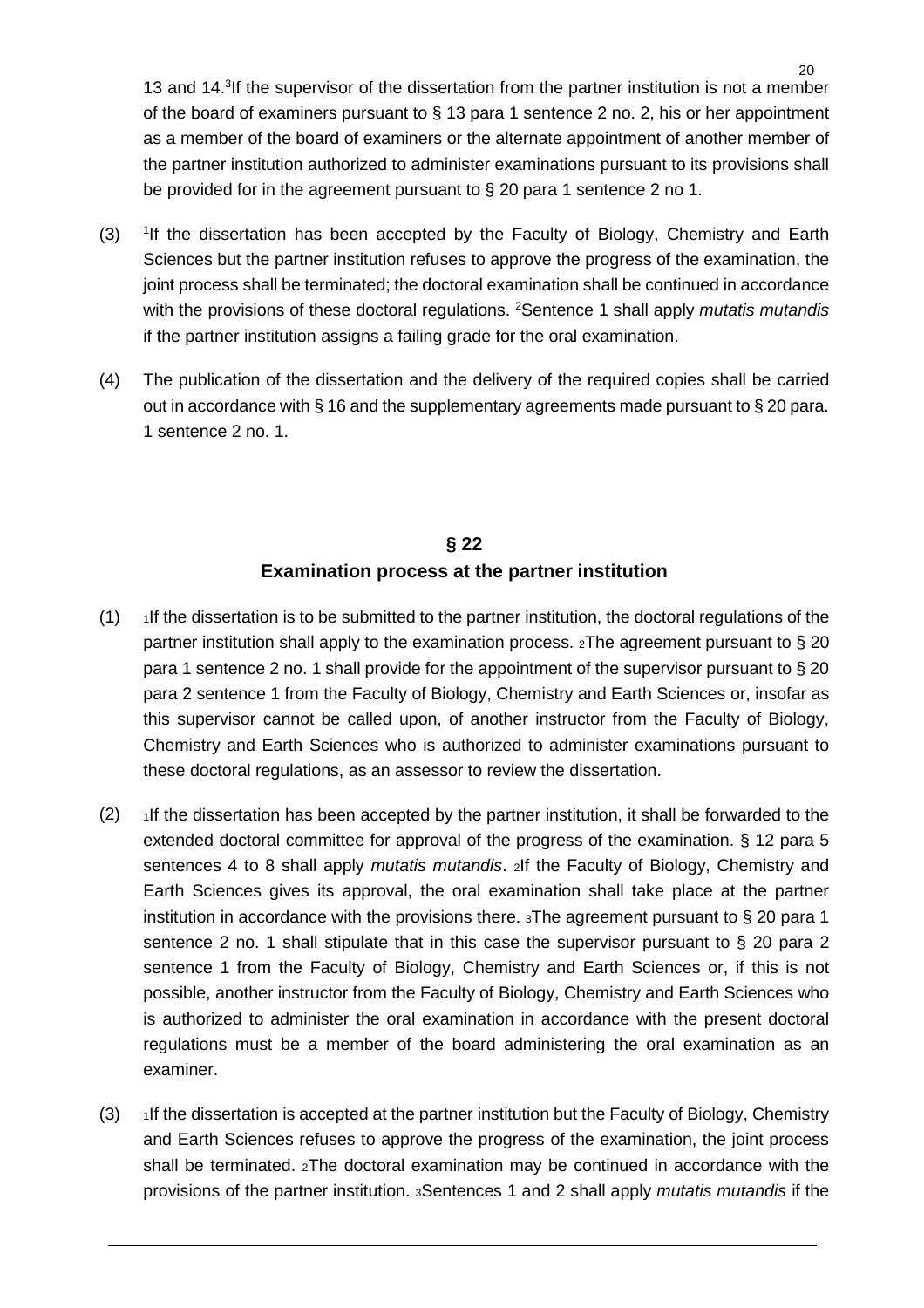13 and 14.[3]If the supervisor of the dissertation from the partner institution is not a member of the board of examiners pursuant to § 13 para 1 sentence 2 no. 2, his or her appointment as a member of the board of examiners or the alternate appointment of another member of the partner institution authorized to administer examinations pursuant to its provisions shall be provided for in the agreement pursuant to § 20 para 1 sentence 2 no 1.

(3) [1]If the dissertation has been accepted by the Faculty of Biology, Chemistry and Earth Sciences but the partner institution refuses to approve the progress of the examination, the joint process shall be terminated; the doctoral examination shall be continued in accordance with the provisions of these doctoral regulations. [2]Sentence 1 shall apply *mutatis mutandis* if the partner institution assigns a failing grade for the oral examination.

(4) The publication of the dissertation and the delivery of the required copies shall be carried out in accordance with § 16 and the supplementary agreements made pursuant to § 20 para. 1 sentence 2 no. 1.

## § 22
## Examination process at the partner institution

(1) [1]If the dissertation is to be submitted to the partner institution, the doctoral regulations of the partner institution shall apply to the examination process. [2]The agreement pursuant to § 20 para 1 sentence 2 no. 1 shall provide for the appointment of the supervisor pursuant to § 20 para 2 sentence 1 from the Faculty of Biology, Chemistry and Earth Sciences or, insofar as this supervisor cannot be called upon, of another instructor from the Faculty of Biology, Chemistry and Earth Sciences who is authorized to administer examinations pursuant to these doctoral regulations, as an assessor to review the dissertation.

(2) [1]If the dissertation has been accepted by the partner institution, it shall be forwarded to the extended doctoral committee for approval of the progress of the examination. § 12 para 5 sentences 4 to 8 shall apply *mutatis mutandis*. [2]If the Faculty of Biology, Chemistry and Earth Sciences gives its approval, the oral examination shall take place at the partner institution in accordance with the provisions there. [3]The agreement pursuant to § 20 para 1 sentence 2 no. 1 shall stipulate that in this case the supervisor pursuant to § 20 para 2 sentence 1 from the Faculty of Biology, Chemistry and Earth Sciences or, if this is not possible, another instructor from the Faculty of Biology, Chemistry and Earth Sciences who is authorized to administer the oral examination in accordance with the present doctoral regulations must be a member of the board administering the oral examination as an examiner.

(3) [1]If the dissertation is accepted at the partner institution but the Faculty of Biology, Chemistry and Earth Sciences refuses to approve the progress of the examination, the joint process shall be terminated. [2]The doctoral examination may be continued in accordance with the provisions of the partner institution. [3]Sentences 1 and 2 shall apply *mutatis mutandis* if the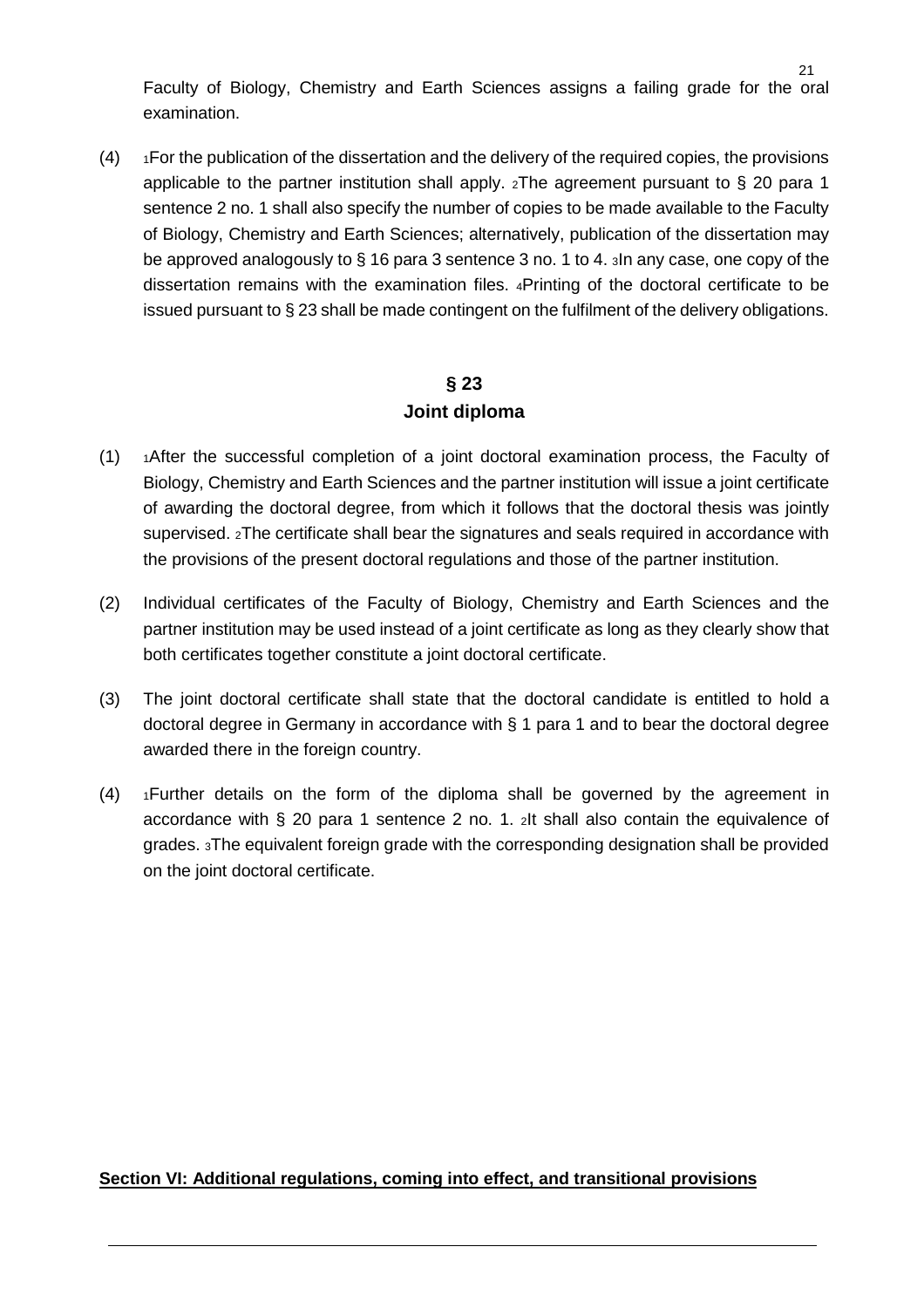Faculty of Biology, Chemistry and Earth Sciences assigns a failing grade for the oral examination.

(4) [1]For the publication of the dissertation and the delivery of the required copies, the provisions applicable to the partner institution shall apply. [2]The agreement pursuant to § 20 para 1 sentence 2 no. 1 shall also specify the number of copies to be made available to the Faculty of Biology, Chemistry and Earth Sciences; alternatively, publication of the dissertation may be approved analogously to § 16 para 3 sentence 3 no. 1 to 4. [3]In any case, one copy of the dissertation remains with the examination files. [4]Printing of the doctoral certificate to be issued pursuant to § 23 shall be made contingent on the fulfilment of the delivery obligations.

## § 23
## Joint diploma

(1) [1]After the successful completion of a joint doctoral examination process, the Faculty of Biology, Chemistry and Earth Sciences and the partner institution will issue a joint certificate of awarding the doctoral degree, from which it follows that the doctoral thesis was jointly supervised. [2]The certificate shall bear the signatures and seals required in accordance with the provisions of the present doctoral regulations and those of the partner institution.

(2) Individual certificates of the Faculty of Biology, Chemistry and Earth Sciences and the partner institution may be used instead of a joint certificate as long as they clearly show that both certificates together constitute a joint doctoral certificate.

(3) The joint doctoral certificate shall state that the doctoral candidate is entitled to hold a doctoral degree in Germany in accordance with § 1 para 1 and to bear the doctoral degree awarded there in the foreign country.

(4) [1]Further details on the form of the diploma shall be governed by the agreement in accordance with § 20 para 1 sentence 2 no. 1. [2]It shall also contain the equivalence of grades. [3]The equivalent foreign grade with the corresponding designation shall be provided on the joint doctoral certificate.

## **Section VI: Additional regulations, coming into effect, and transitional provisions**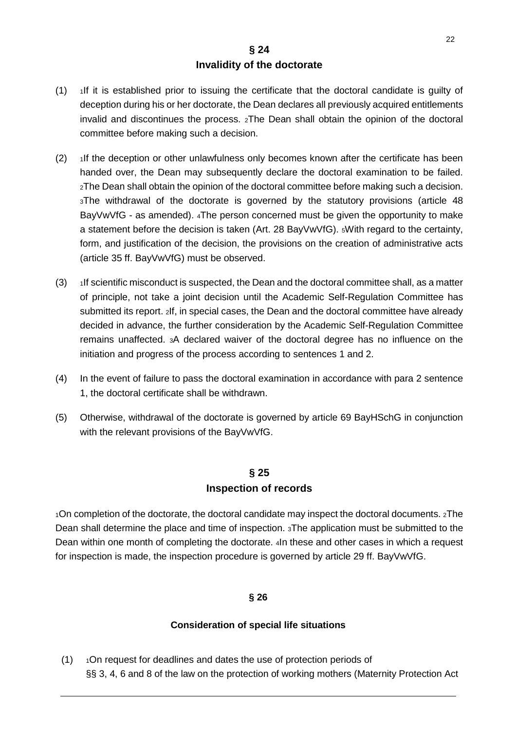## § 24
## Invalidity of the doctorate

(1) 1If it is established prior to issuing the certificate that the doctoral candidate is guilty of deception during his or her doctorate, the Dean declares all previously acquired entitlements invalid and discontinues the process. 2The Dean shall obtain the opinion of the doctoral committee before making such a decision.

(2) 1If the deception or other unlawfulness only becomes known after the certificate has been handed over, the Dean may subsequently declare the doctoral examination to be failed. 2The Dean shall obtain the opinion of the doctoral committee before making such a decision. 3The withdrawal of the doctorate is governed by the statutory provisions (article 48 BayVwVfG - as amended). 4The person concerned must be given the opportunity to make a statement before the decision is taken (Art. 28 BayVwVfG). 5With regard to the certainty, form, and justification of the decision, the provisions on the creation of administrative acts (article 35 ff. BayVwVfG) must be observed.

(3) 1If scientific misconduct is suspected, the Dean and the doctoral committee shall, as a matter of principle, not take a joint decision until the Academic Self-Regulation Committee has submitted its report. 2If, in special cases, the Dean and the doctoral committee have already decided in advance, the further consideration by the Academic Self-Regulation Committee remains unaffected. 3A declared waiver of the doctoral degree has no influence on the initiation and progress of the process according to sentences 1 and 2.

(4) In the event of failure to pass the doctoral examination in accordance with para 2 sentence 1, the doctoral certificate shall be withdrawn.

(5) Otherwise, withdrawal of the doctorate is governed by article 69 BayHSchG in conjunction with the relevant provisions of the BayVwVfG.

## § 25
## Inspection of records

1On completion of the doctorate, the doctoral candidate may inspect the doctoral documents. 2The Dean shall determine the place and time of inspection. 3The application must be submitted to the Dean within one month of completing the doctorate. 4In these and other cases in which a request for inspection is made, the inspection procedure is governed by article 29 ff. BayVwVfG.

## § 26

### Consideration of special life situations

(1) 1On request for deadlines and dates the use of protection periods of §§ 3, 4, 6 and 8 of the law on the protection of working mothers (Maternity Protection Act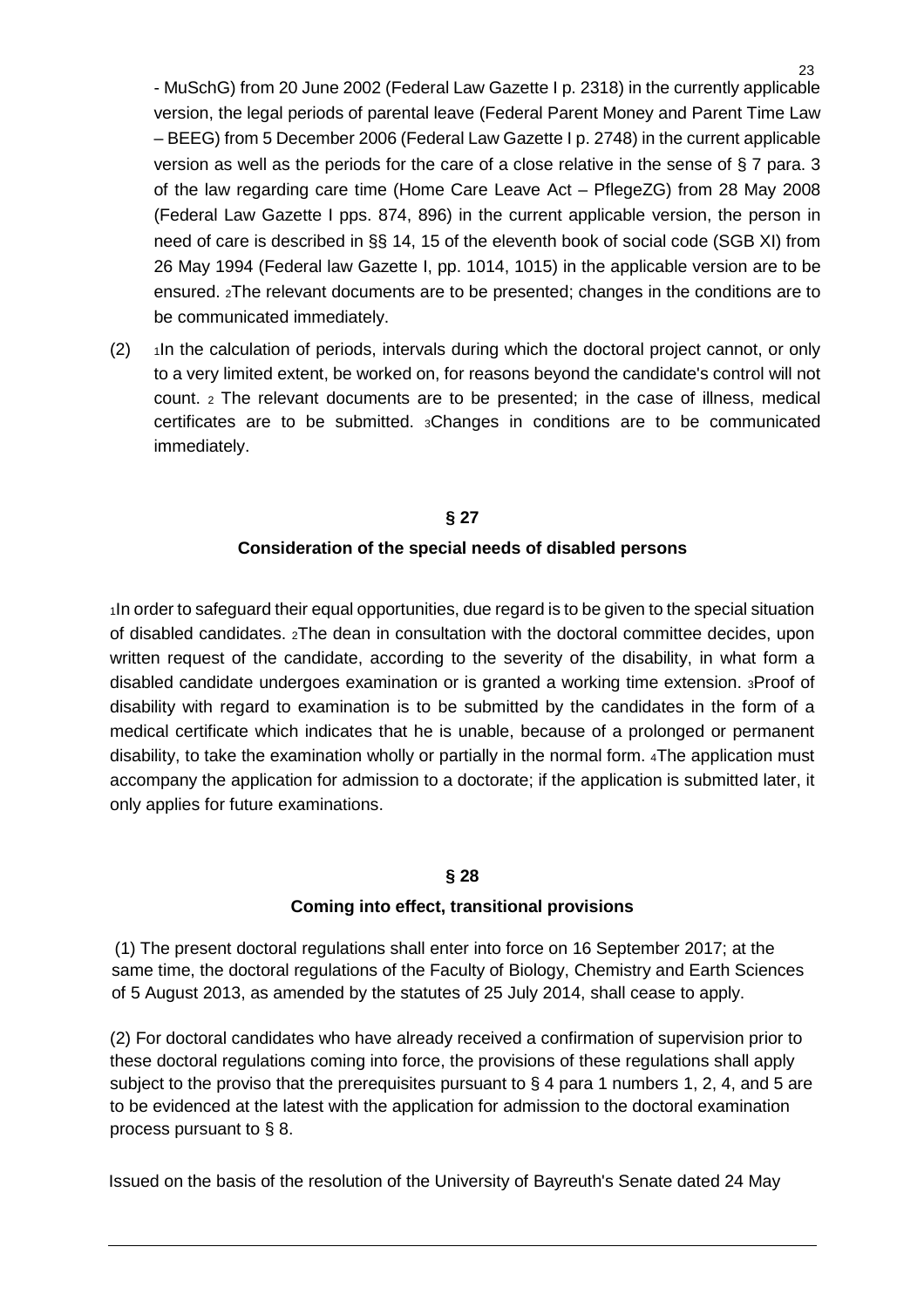- MuSchG) from 20 June 2002 (Federal Law Gazette I p. 2318) in the currently applicable version, the legal periods of parental leave (Federal Parent Money and Parent Time Law – BEEG) from 5 December 2006 (Federal Law Gazette I p. 2748) in the current applicable version as well as the periods for the care of a close relative in the sense of § 7 para. 3 of the law regarding care time (Home Care Leave Act – PflegeZG) from 28 May 2008 (Federal Law Gazette I pps. 874, 896) in the current applicable version, the person in need of care is described in §§ 14, 15 of the eleventh book of social code (SGB XI) from 26 May 1994 (Federal law Gazette I, pp. 1014, 1015) in the applicable version are to be ensured. 2The relevant documents are to be presented; changes in the conditions are to be communicated immediately.

(2) 1In the calculation of periods, intervals during which the doctoral project cannot, or only to a very limited extent, be worked on, for reasons beyond the candidate's control will not count. 2 The relevant documents are to be presented; in the case of illness, medical certificates are to be submitted. 3Changes in conditions are to be communicated immediately.

## § 27

## Consideration of the special needs of disabled persons

1In order to safeguard their equal opportunities, due regard is to be given to the special situation of disabled candidates. 2The dean in consultation with the doctoral committee decides, upon written request of the candidate, according to the severity of the disability, in what form a disabled candidate undergoes examination or is granted a working time extension. 3Proof of disability with regard to examination is to be submitted by the candidates in the form of a medical certificate which indicates that he is unable, because of a prolonged or permanent disability, to take the examination wholly or partially in the normal form. 4The application must accompany the application for admission to a doctorate; if the application is submitted later, it only applies for future examinations.

## § 28

## Coming into effect, transitional provisions

(1) The present doctoral regulations shall enter into force on 16 September 2017; at the same time, the doctoral regulations of the Faculty of Biology, Chemistry and Earth Sciences of 5 August 2013, as amended by the statutes of 25 July 2014, shall cease to apply.

(2) For doctoral candidates who have already received a confirmation of supervision prior to these doctoral regulations coming into force, the provisions of these regulations shall apply subject to the proviso that the prerequisites pursuant to § 4 para 1 numbers 1, 2, 4, and 5 are to be evidenced at the latest with the application for admission to the doctoral examination process pursuant to § 8.

Issued on the basis of the resolution of the University of Bayreuth's Senate dated 24 May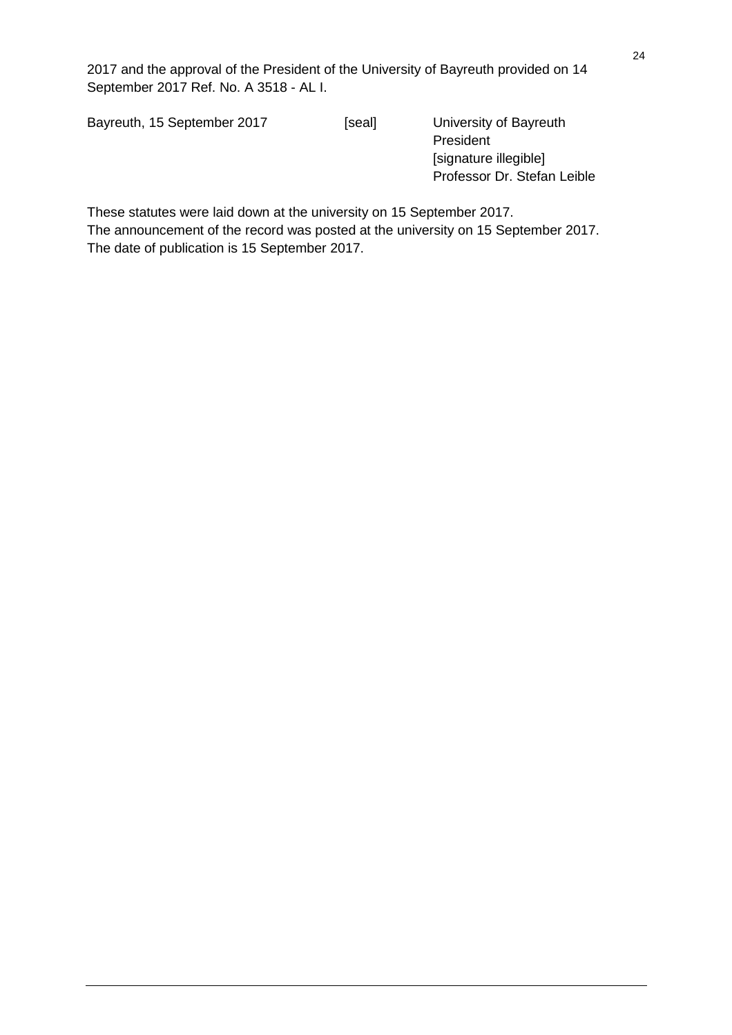2017 and the approval of the President of the University of Bayreuth provided on 14 September 2017 Ref. No. A 3518 - AL I.

| | | |
|---|---|---|
| Bayreuth, 15 September 2017 | [seal] | University of Bayreuth<br>President<br>[signature illegible]<br>Professor Dr. Stefan Leible |

These statutes were laid down at the university on 15 September 2017.
The announcement of the record was posted at the university on 15 September 2017.
The date of publication is 15 September 2017.